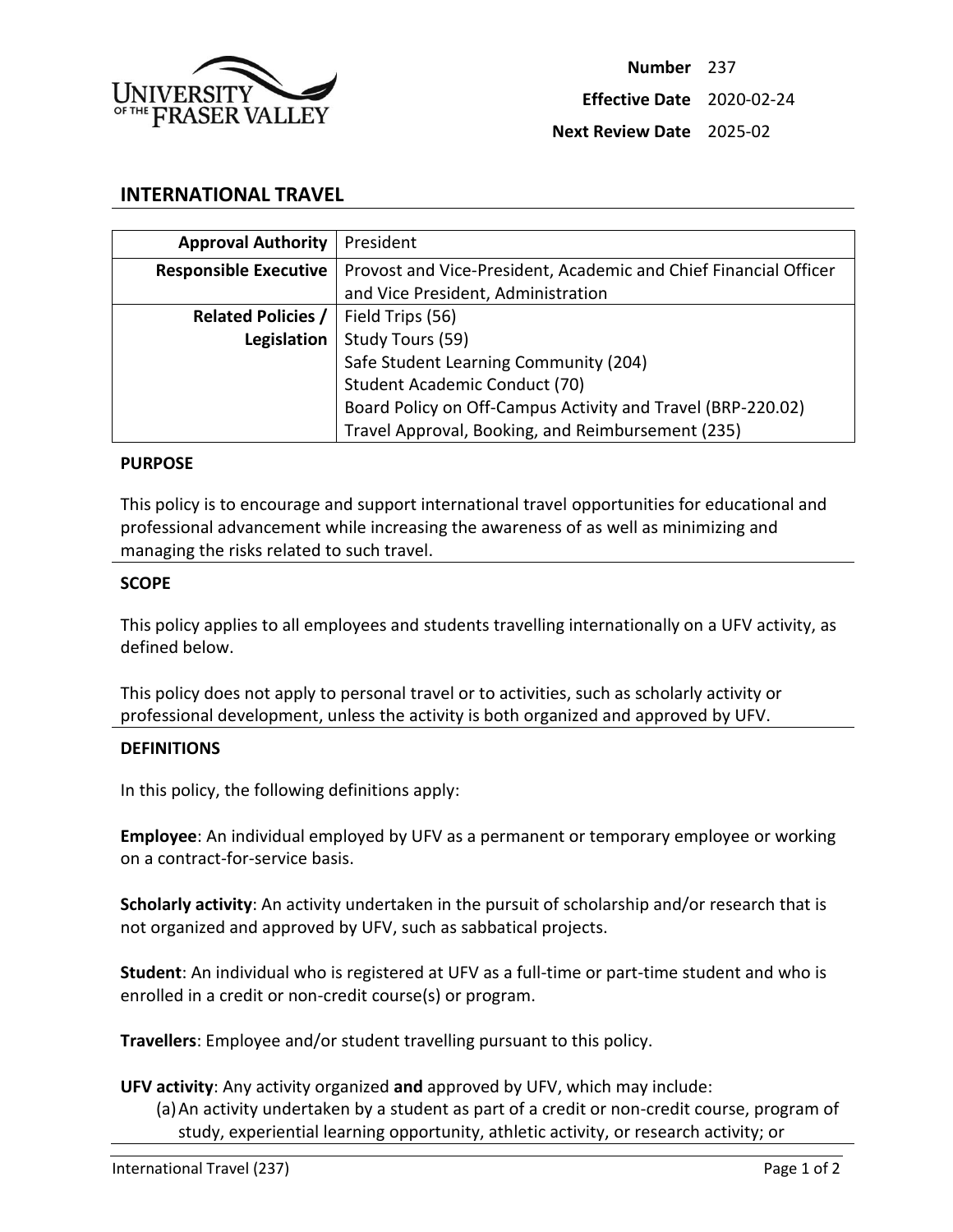| | |
|---|---|
| **Number** | 237 |
| **Effective Date** | 2020-02-24 |
| **Next Review Date** | 2025-02 |

# INTERNATIONAL TRAVEL

| | |
|---|---|
| **Approval Authority** | President |
| **Responsible Executive** | Provost and Vice-President, Academic and Chief Financial Officer and Vice President, Administration |
| **Related Policies / Legislation** | Field Trips (56)<br>Study Tours (59)<br>Safe Student Learning Community (204)<br>Student Academic Conduct (70)<br>Board Policy on Off-Campus Activity and Travel (BRP-220.02)<br>Travel Approval, Booking, and Reimbursement (235) |

## PURPOSE

This policy is to encourage and support international travel opportunities for educational and professional advancement while increasing the awareness of as well as minimizing and managing the risks related to such travel.

## SCOPE

This policy applies to all employees and students travelling internationally on a UFV activity, as defined below.

This policy does not apply to personal travel or to activities, such as scholarly activity or professional development, unless the activity is both organized and approved by UFV.

## DEFINITIONS

In this policy, the following definitions apply:

**Employee**: An individual employed by UFV as a permanent or temporary employee or working on a contract-for-service basis.

**Scholarly activity**: An activity undertaken in the pursuit of scholarship and/or research that is not organized and approved by UFV, such as sabbatical projects.

**Student**: An individual who is registered at UFV as a full-time or part-time student and who is enrolled in a credit or non-credit course(s) or program.

**Travellers**: Employee and/or student travelling pursuant to this policy.

**UFV activity**: Any activity organized **and** approved by UFV, which may include:

(a) An activity undertaken by a student as part of a credit or non-credit course, program of study, experiential learning opportunity, athletic activity, or research activity; or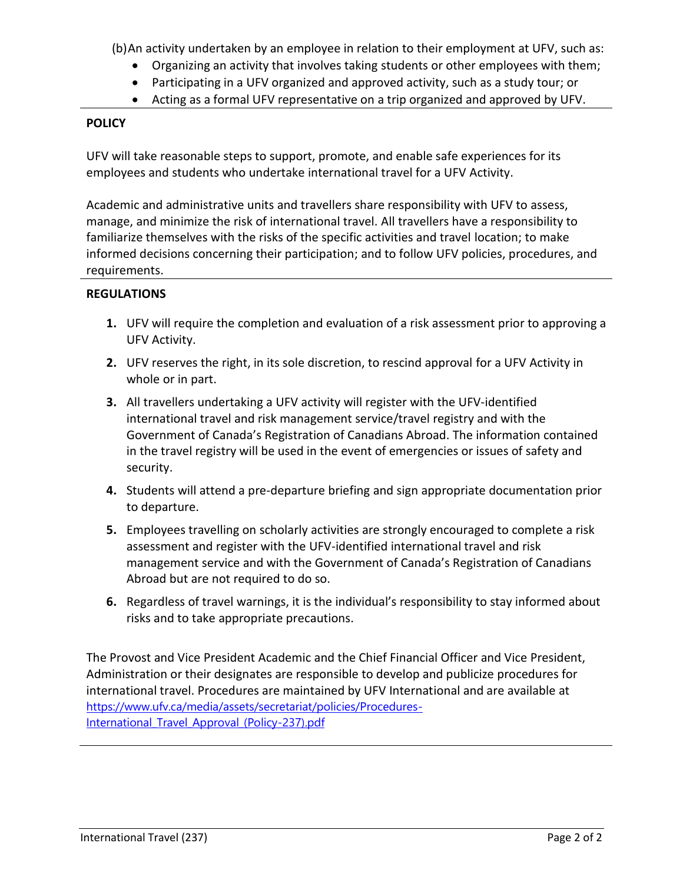(b) An activity undertaken by an employee in relation to their employment at UFV, such as:

- Organizing an activity that involves taking students or other employees with them;
- Participating in a UFV organized and approved activity, such as a study tour; or
- Acting as a formal UFV representative on a trip organized and approved by UFV.

## POLICY

UFV will take reasonable steps to support, promote, and enable safe experiences for its employees and students who undertake international travel for a UFV Activity.

Academic and administrative units and travellers share responsibility with UFV to assess, manage, and minimize the risk of international travel. All travellers have a responsibility to familiarize themselves with the risks of the specific activities and travel location; to make informed decisions concerning their participation; and to follow UFV policies, procedures, and requirements.

## REGULATIONS

1. UFV will require the completion and evaluation of a risk assessment prior to approving a UFV Activity.
2. UFV reserves the right, in its sole discretion, to rescind approval for a UFV Activity in whole or in part.
3. All travellers undertaking a UFV activity will register with the UFV-identified international travel and risk management service/travel registry and with the Government of Canada's Registration of Canadians Abroad. The information contained in the travel registry will be used in the event of emergencies or issues of safety and security.
4. Students will attend a pre-departure briefing and sign appropriate documentation prior to departure.
5. Employees travelling on scholarly activities are strongly encouraged to complete a risk assessment and register with the UFV-identified international travel and risk management service and with the Government of Canada's Registration of Canadians Abroad but are not required to do so.
6. Regardless of travel warnings, it is the individual's responsibility to stay informed about risks and to take appropriate precautions.

The Provost and Vice President Academic and the Chief Financial Officer and Vice President, Administration or their designates are responsible to develop and publicize procedures for international travel. Procedures are maintained by UFV International and are available at https://www.ufv.ca/media/assets/secretariat/policies/Procedures-International_Travel_Approval_(Policy-237).pdf